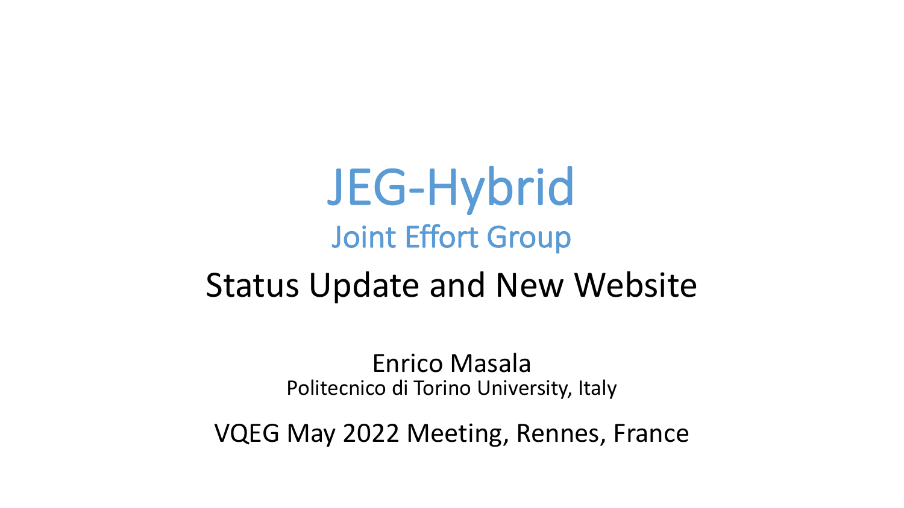# JEG-Hybrid

## Joint Effort Group

## Status Update and New Website

Enrico Masala

Politecnico di Torino University, Italy

VQEG May 2022 Meeting, Rennes, France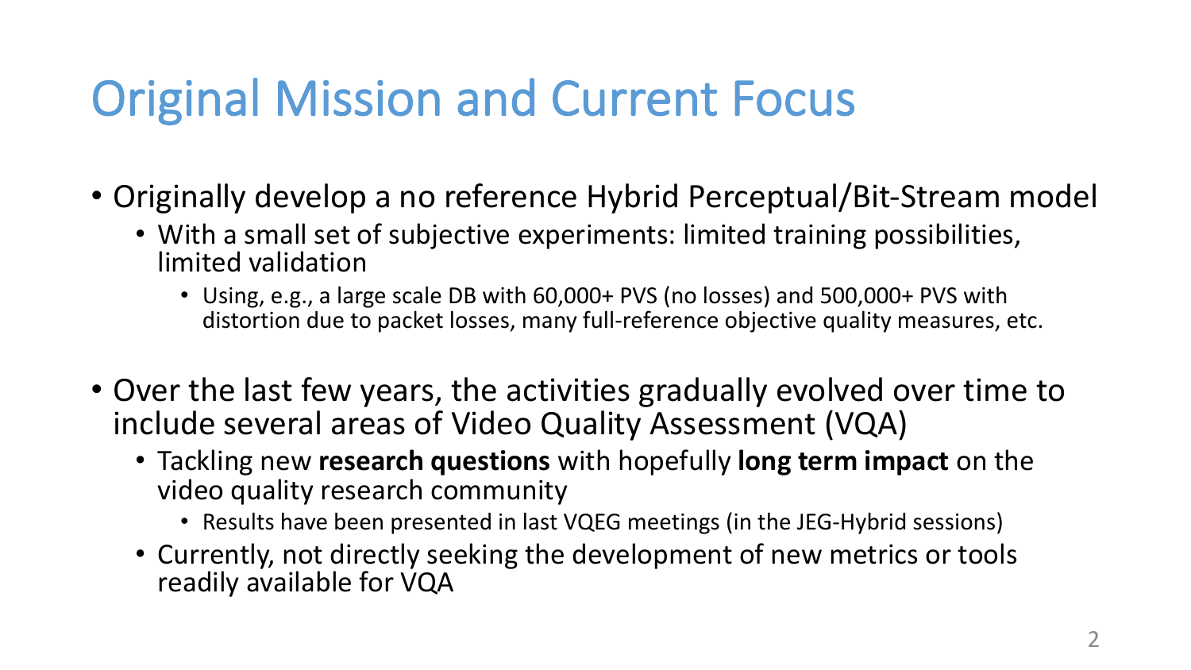# Original Mission and Current Focus

- Originally develop a no reference Hybrid Perceptual/Bit-Stream model
  - With a small set of subjective experiments: limited training possibilities, limited validation
    - Using, e.g., a large scale DB with 60,000+ PVS (no losses) and 500,000+ PVS with distortion due to packet losses, many full-reference objective quality measures, etc.

- Over the last few years, the activities gradually evolved over time to include several areas of Video Quality Assessment (VQA)
  - Tackling new **research questions** with hopefully **long term impact** on the video quality research community
    - Results have been presented in last VQEG meetings (in the JEG-Hybrid sessions)
  - Currently, not directly seeking the development of new metrics or tools readily available for VQA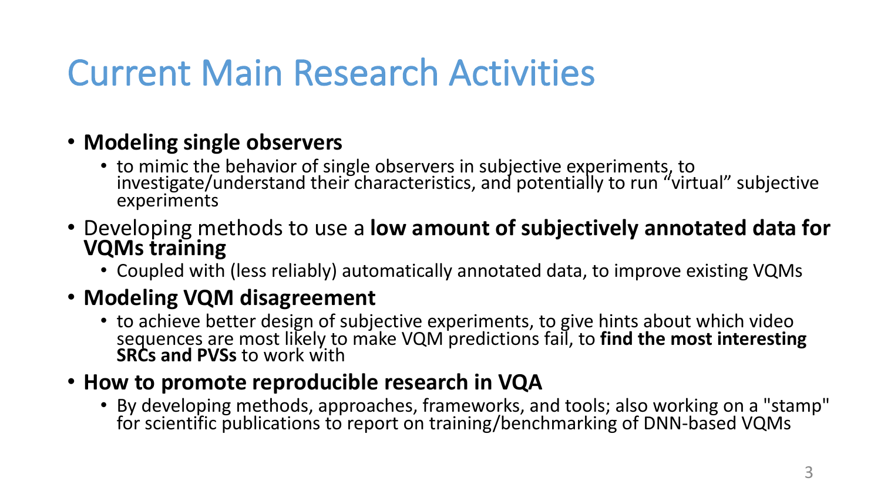# Current Main Research Activities

- **Modeling single observers**
  - to mimic the behavior of single observers in subjective experiments, to investigate/understand their characteristics, and potentially to run “virtual” subjective experiments
- Developing methods to use a **low amount of subjectively annotated data for VQMs training**
  - Coupled with (less reliably) automatically annotated data, to improve existing VQMs
- **Modeling VQM disagreement**
  - to achieve better design of subjective experiments, to give hints about which video sequences are most likely to make VQM predictions fail, to **find the most interesting SRCs and PVSs** to work with
- **How to promote reproducible research in VQA**
  - By developing methods, approaches, frameworks, and tools; also working on a "stamp" for scientific publications to report on training/benchmarking of DNN-based VQMs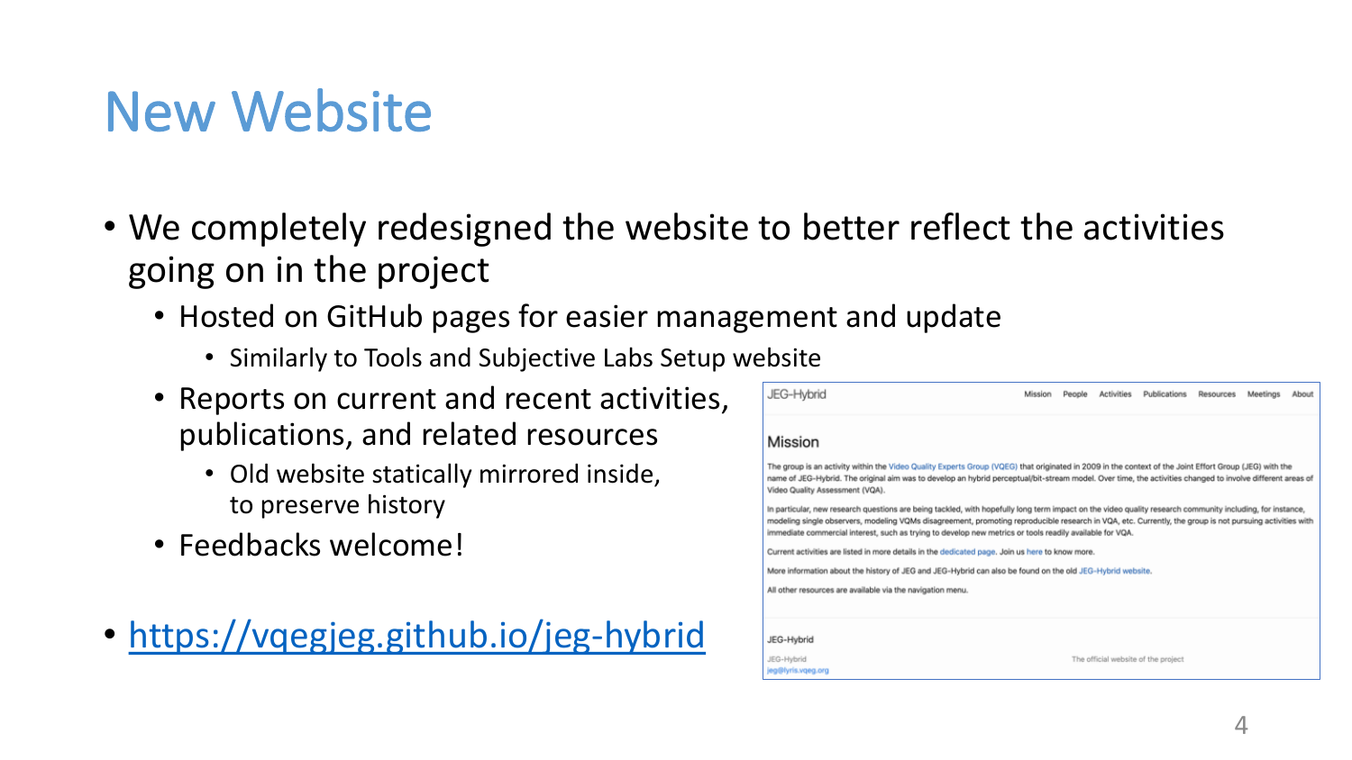# New Website

- We completely redesigned the website to better reflect the activities going on in the project
  - Hosted on GitHub pages for easier management and update
    - Similarly to Tools and Subjective Labs Setup website
  - Reports on current and recent activities, publications, and related resources
    - Old website statically mirrored inside, to preserve history
  - Feedbacks welcome!
- [https://vqegjeg.github.io/jeg-hybrid](https://vqegjeg.github.io/jeg-hybrid)

JEG-Hybrid — Mission | People | Activities | Publications | Resources | Meetings | About

## Mission

The group is an activity within the Video Quality Experts Group (VQEG) that originated in 2009 in the context of the Joint Effort Group (JEG) with the name of JEG-Hybrid. The original aim was to develop an hybrid perceptual/bit-stream model. Over time, the activities changed to involve different areas of Video Quality Assessment (VQA).

In particular, new research questions are being tackled, with hopefully long term impact on the video quality research community including, for instance, modeling single observers, modeling VQMs disagreement, promoting reproducible research in VQA, etc. Currently, the group is not pursuing activities with immediate commercial interest, such as trying to develop new metrics or tools readily available for VQA.

Current activities are listed in more details in the dedicated page. Join us here to know more.

More information about the history of JEG and JEG-Hybrid can also be found on the old JEG-Hybrid website.

All other resources are available via the navigation menu.

JEG-Hybrid

JEG-Hybrid
jeg@lyris.vqeg.org

The official website of the project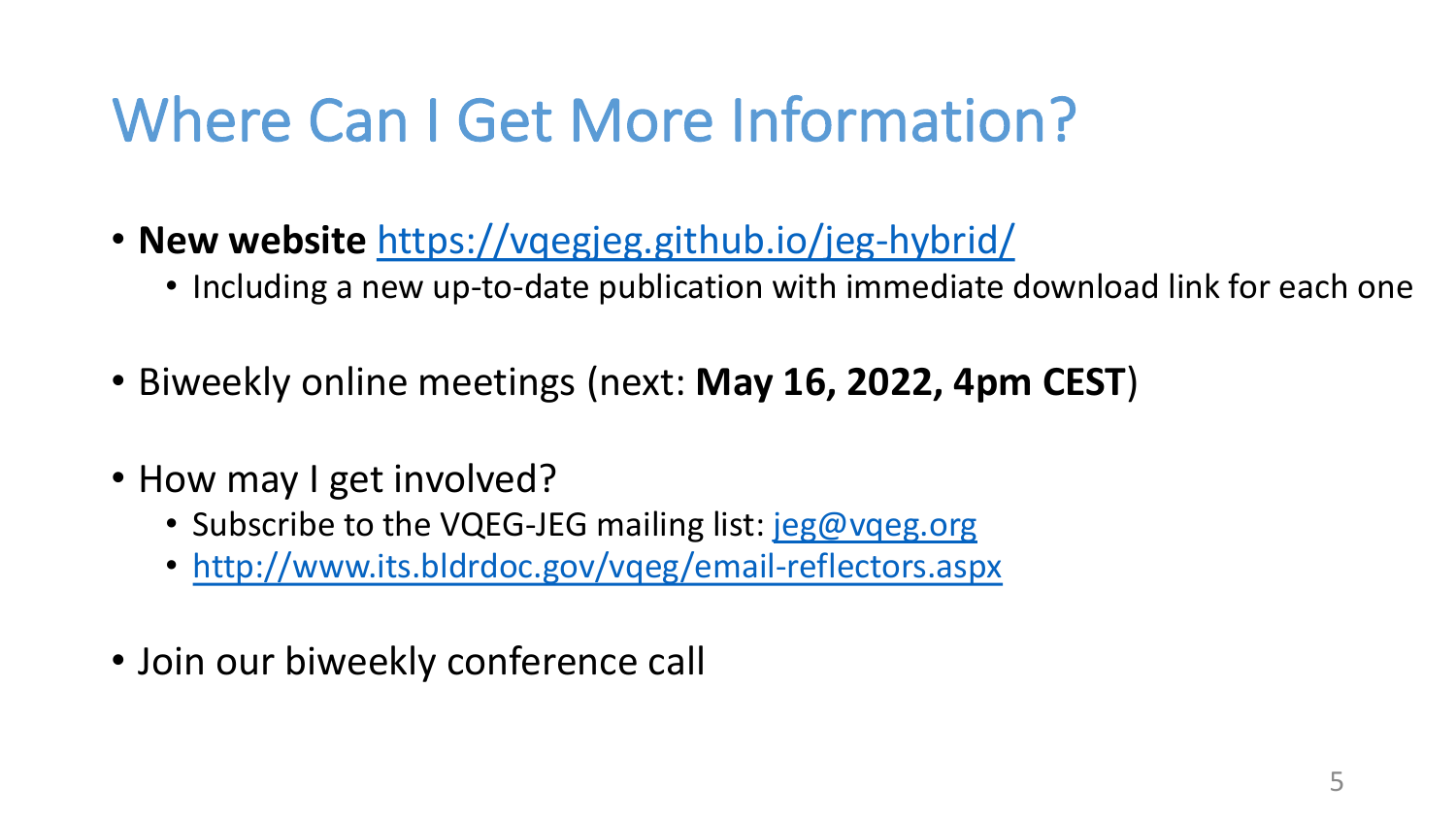# Where Can I Get More Information?

- **New website** [https://vqegjeg.github.io/jeg-hybrid/](https://vqegjeg.github.io/jeg-hybrid/)
  - Including a new up-to-date publication with immediate download link for each one
- Biweekly online meetings (next: **May 16, 2022, 4pm CEST**)
- How may I get involved?
  - Subscribe to the VQEG-JEG mailing list: [jeg@vqeg.org](mailto:jeg@vqeg.org)
  - [http://www.its.bldrdoc.gov/vqeg/email-reflectors.aspx](http://www.its.bldrdoc.gov/vqeg/email-reflectors.aspx)
- Join our biweekly conference call